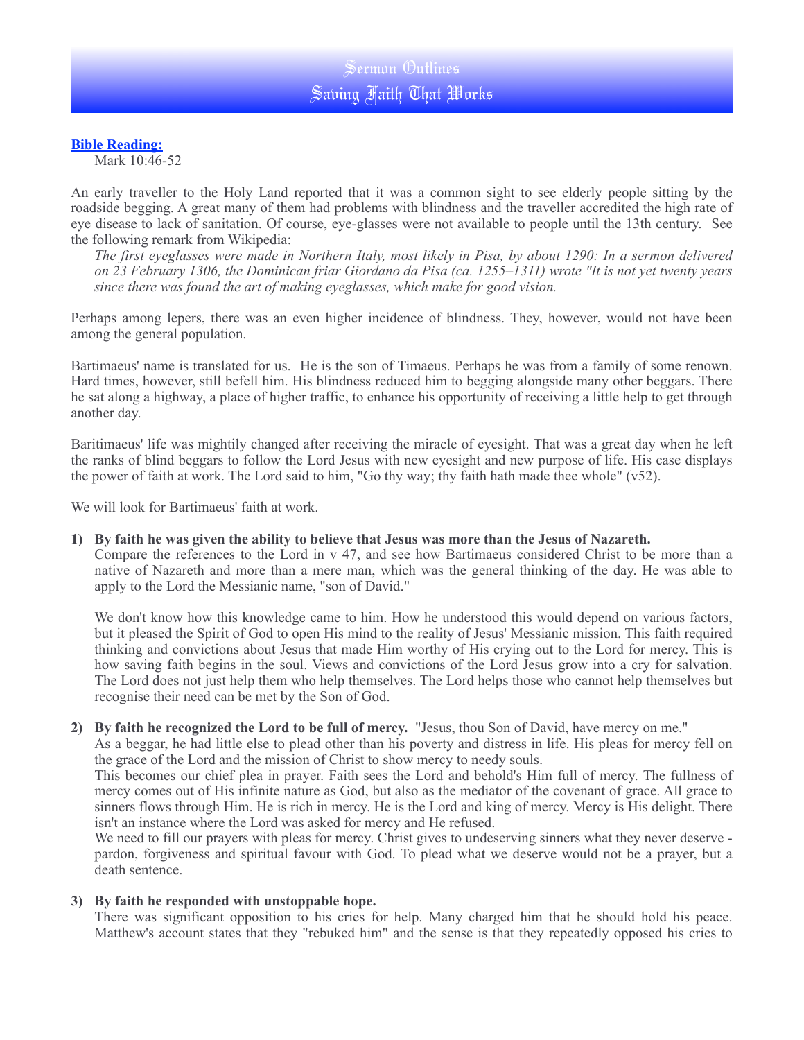# Sermon Outlines
# Saving Faith That Works

**Bible Reading:**
Mark 10:46-52

An early traveller to the Holy Land reported that it was a common sight to see elderly people sitting by the roadside begging. A great many of them had problems with blindness and the traveller accredited the high rate of eye disease to lack of sanitation. Of course, eye-glasses were not available to people until the 13th century. See the following remark from Wikipedia:

*The first eyeglasses were made in Northern Italy, most likely in Pisa, by about 1290: In a sermon delivered on 23 February 1306, the Dominican friar Giordano da Pisa (ca. 1255–1311) wrote "It is not yet twenty years since there was found the art of making eyeglasses, which make for good vision.*

Perhaps among lepers, there was an even higher incidence of blindness. They, however, would not have been among the general population.

Bartimaeus' name is translated for us. He is the son of Timaeus. Perhaps he was from a family of some renown. Hard times, however, still befell him. His blindness reduced him to begging alongside many other beggars. There he sat along a highway, a place of higher traffic, to enhance his opportunity of receiving a little help to get through another day.

Baritimaeus' life was mightily changed after receiving the miracle of eyesight. That was a great day when he left the ranks of blind beggars to follow the Lord Jesus with new eyesight and new purpose of life. His case displays the power of faith at work. The Lord said to him, "Go thy way; thy faith hath made thee whole" (v52).

We will look for Bartimaeus' faith at work.

1) **By faith he was given the ability to believe that Jesus was more than the Jesus of Nazareth.**
   Compare the references to the Lord in v 47, and see how Bartimaeus considered Christ to be more than a native of Nazareth and more than a mere man, which was the general thinking of the day. He was able to apply to the Lord the Messianic name, "son of David."

   We don't know how this knowledge came to him. How he understood this would depend on various factors, but it pleased the Spirit of God to open His mind to the reality of Jesus' Messianic mission. This faith required thinking and convictions about Jesus that made Him worthy of His crying out to the Lord for mercy. This is how saving faith begins in the soul. Views and convictions of the Lord Jesus grow into a cry for salvation. The Lord does not just help them who help themselves. The Lord helps those who cannot help themselves but recognise their need can be met by the Son of God.

2) **By faith he recognized the Lord to be full of mercy.** "Jesus, thou Son of David, have mercy on me."
   As a beggar, he had little else to plead other than his poverty and distress in life. His pleas for mercy fell on the grace of the Lord and the mission of Christ to show mercy to needy souls.
   This becomes our chief plea in prayer. Faith sees the Lord and behold's Him full of mercy. The fullness of mercy comes out of His infinite nature as God, but also as the mediator of the covenant of grace. All grace to sinners flows through Him. He is rich in mercy. He is the Lord and king of mercy. Mercy is His delight. There isn't an instance where the Lord was asked for mercy and He refused.
   We need to fill our prayers with pleas for mercy. Christ gives to undeserving sinners what they never deserve - pardon, forgiveness and spiritual favour with God. To plead what we deserve would not be a prayer, but a death sentence.

3) **By faith he responded with unstoppable hope.**
   There was significant opposition to his cries for help. Many charged him that he should hold his peace. Matthew's account states that they "rebuked him" and the sense is that they repeatedly opposed his cries to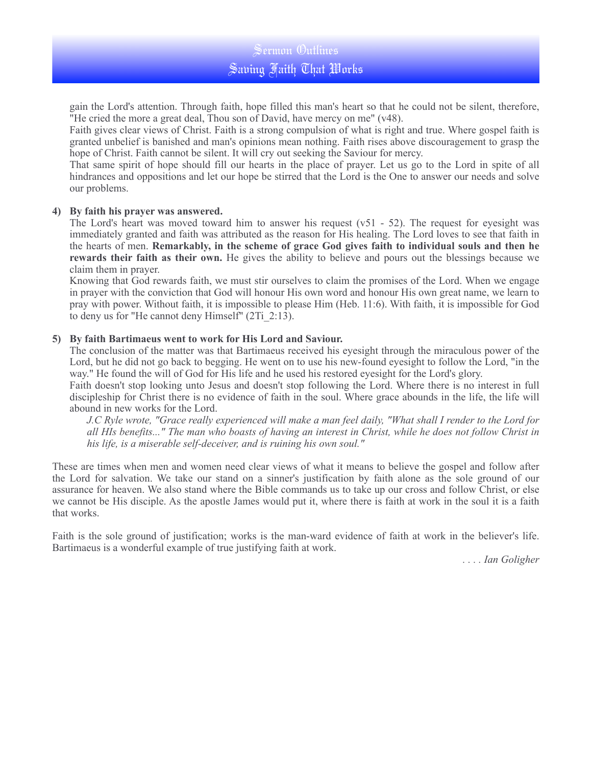gain the Lord's attention. Through faith, hope filled this man's heart so that he could not be silent, therefore, "He cried the more a great deal, Thou son of David, have mercy on me" (v48).

Faith gives clear views of Christ. Faith is a strong compulsion of what is right and true. Where gospel faith is granted unbelief is banished and man's opinions mean nothing. Faith rises above discouragement to grasp the hope of Christ. Faith cannot be silent. It will cry out seeking the Saviour for mercy.

That same spirit of hope should fill our hearts in the place of prayer. Let us go to the Lord in spite of all hindrances and oppositions and let our hope be stirred that the Lord is the One to answer our needs and solve our problems.

**4) By faith his prayer was answered.**

The Lord's heart was moved toward him to answer his request (v51 - 52). The request for eyesight was immediately granted and faith was attributed as the reason for His healing. The Lord loves to see that faith in the hearts of men. **Remarkably, in the scheme of grace God gives faith to individual souls and then he rewards their faith as their own.** He gives the ability to believe and pours out the blessings because we claim them in prayer.

Knowing that God rewards faith, we must stir ourselves to claim the promises of the Lord. When we engage in prayer with the conviction that God will honour His own word and honour His own great name, we learn to pray with power. Without faith, it is impossible to please Him (Heb. 11:6). With faith, it is impossible for God to deny us for "He cannot deny Himself" (2Ti_2:13).

**5) By faith Bartimaeus went to work for His Lord and Saviour.**

The conclusion of the matter was that Bartimaeus received his eyesight through the miraculous power of the Lord, but he did not go back to begging. He went on to use his new-found eyesight to follow the Lord, "in the way." He found the will of God for His life and he used his restored eyesight for the Lord's glory.

Faith doesn't stop looking unto Jesus and doesn't stop following the Lord. Where there is no interest in full discipleship for Christ there is no evidence of faith in the soul. Where grace abounds in the life, the life will abound in new works for the Lord.

> *J.C Ryle wrote, "Grace really experienced will make a man feel daily, "What shall I render to the Lord for all HIs benefits..." The man who boasts of having an interest in Christ, while he does not follow Christ in his life, is a miserable self-deceiver, and is ruining his own soul."*

These are times when men and women need clear views of what it means to believe the gospel and follow after the Lord for salvation. We take our stand on a sinner's justification by faith alone as the sole ground of our assurance for heaven. We also stand where the Bible commands us to take up our cross and follow Christ, or else we cannot be His disciple. As the apostle James would put it, where there is faith at work in the soul it is a faith that works.

Faith is the sole ground of justification; works is the man-ward evidence of faith at work in the believer's life. Bartimaeus is a wonderful example of true justifying faith at work.

*. . . . Ian Goligher*